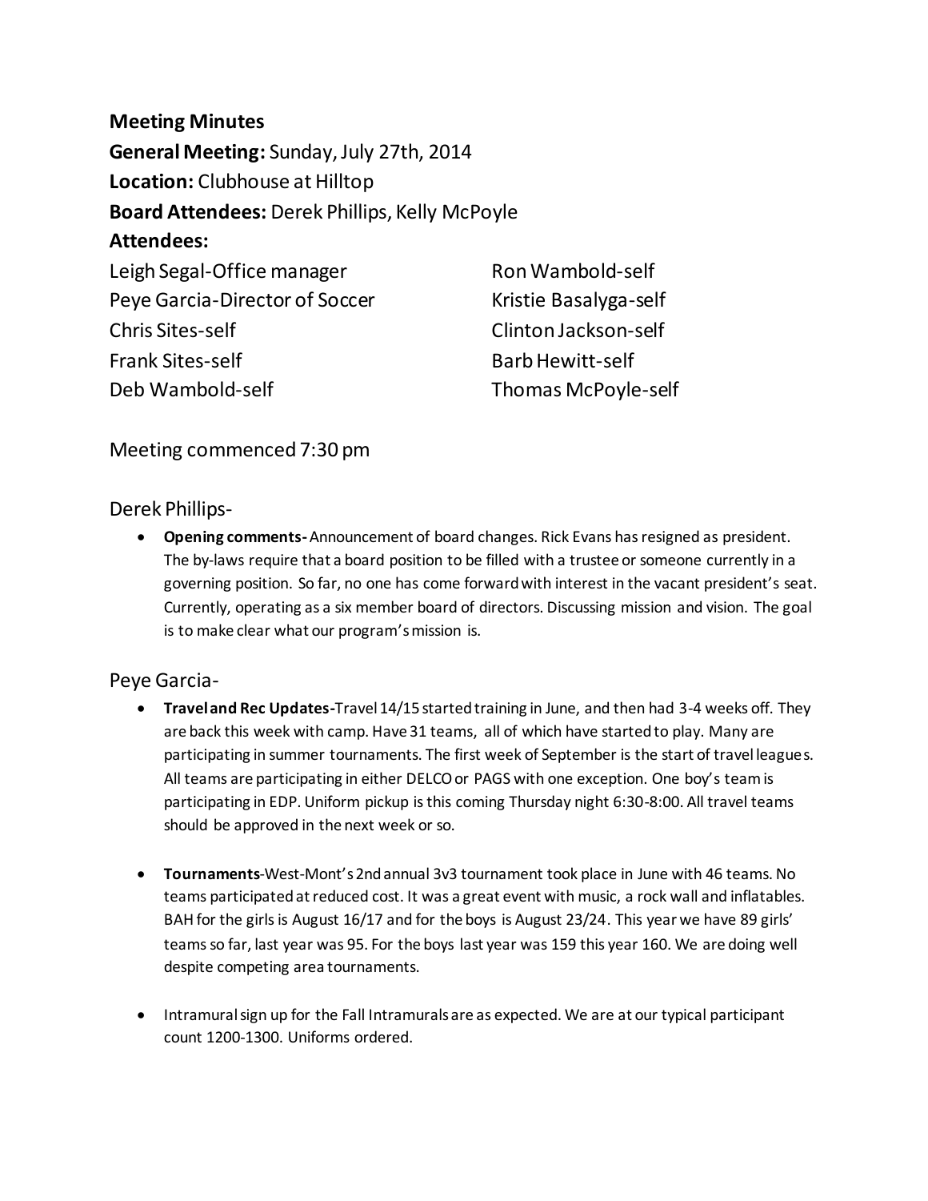**Meeting Minutes**
**General Meeting:** Sunday, July 27th, 2014
**Location:** Clubhouse at Hilltop
**Board Attendees:** Derek Phillips, Kelly McPoyle
**Attendees:**

Leigh Segal-Office manager
Peye Garcia-Director of Soccer
Chris Sites-self
Frank Sites-self
Deb Wambold-self
Ron Wambold-self
Kristie Basalyga-self
Clinton Jackson-self
Barb Hewitt-self
Thomas McPoyle-self

Meeting commenced 7:30 pm

Derek Phillips-

- **Opening comments-** Announcement of board changes. Rick Evans has resigned as president. The by-laws require that a board position to be filled with a trustee or someone currently in a governing position. So far, no one has come forward with interest in the vacant president's seat. Currently, operating as a six member board of directors. Discussing mission and vision. The goal is to make clear what our program's mission is.

Peye Garcia-

- **Travel and Rec Updates-** Travel 14/15 started training in June, and then had 3-4 weeks off. They are back this week with camp. Have 31 teams, all of which have started to play. Many are participating in summer tournaments. The first week of September is the start of travel leagues. All teams are participating in either DELCO or PAGS with one exception. One boy's team is participating in EDP. Uniform pickup is this coming Thursday night 6:30-8:00. All travel teams should be approved in the next week or so.

- **Tournaments**-West-Mont's 2nd annual 3v3 tournament took place in June with 46 teams. No teams participated at reduced cost. It was a great event with music, a rock wall and inflatables. BAH for the girls is August 16/17 and for the boys is August 23/24. This year we have 89 girls' teams so far, last year was 95. For the boys last year was 159 this year 160. We are doing well despite competing area tournaments.

- Intramural sign up for the Fall Intramurals are as expected. We are at our typical participant count 1200-1300. Uniforms ordered.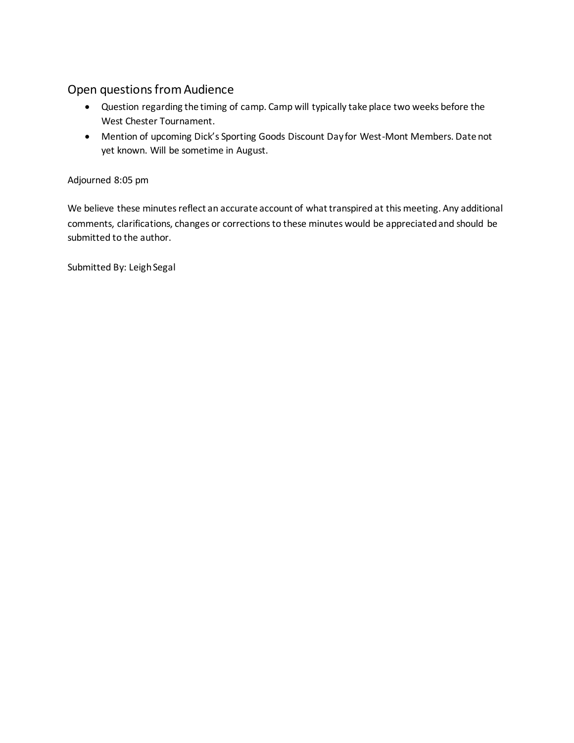## Open questions from Audience

- Question regarding the timing of camp. Camp will typically take place two weeks before the West Chester Tournament.
- Mention of upcoming Dick's Sporting Goods Discount Day for West-Mont Members. Date not yet known. Will be sometime in August.

Adjourned 8:05 pm

We believe these minutes reflect an accurate account of what transpired at this meeting. Any additional comments, clarifications, changes or corrections to these minutes would be appreciated and should be submitted to the author.

Submitted By: Leigh Segal